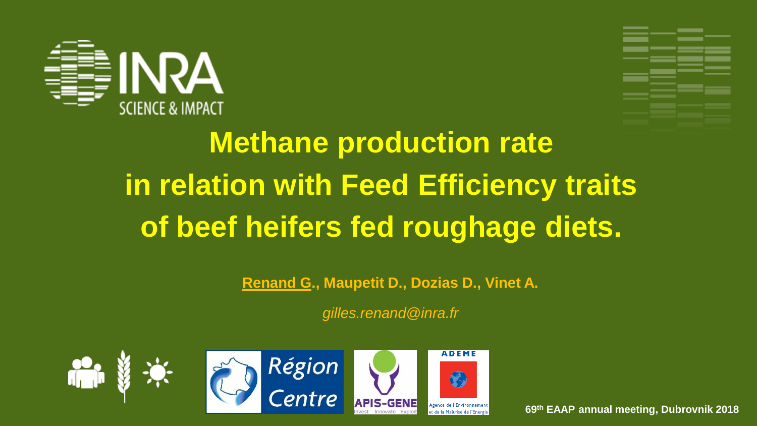# Methane production rate in relation with Feed Efficiency traits of beef heifers fed roughage diets.

**Renand G., Maupetit D., Dozias D., Vinet A.**

*gilles.renand@inra.fr*

**69th EAAP annual meeting, Dubrovnik 2018**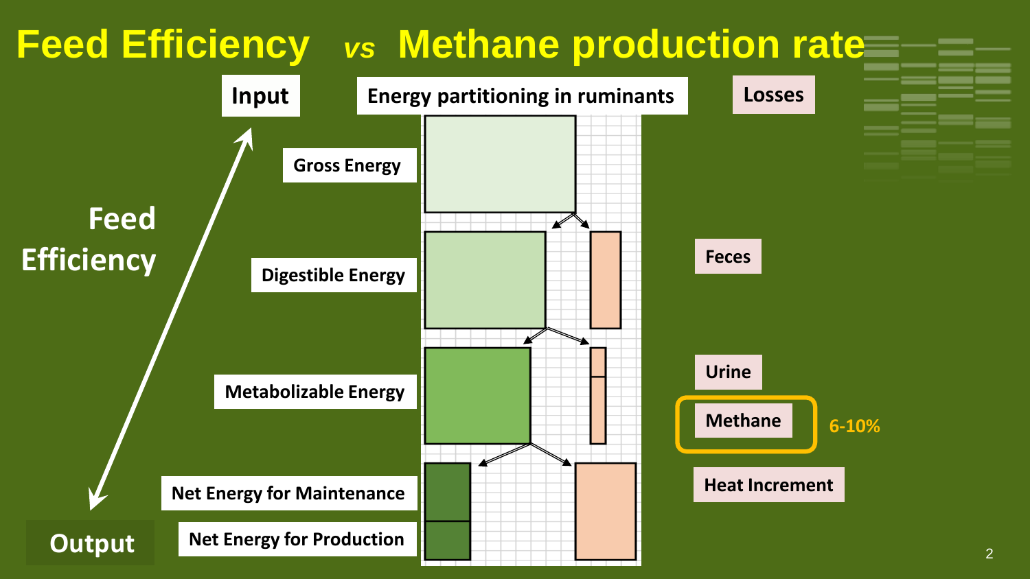# Feed Efficiency *vs* Methane production rate

**Input**

**Energy partitioning in ruminants**

**Losses**

**Feed Efficiency**

- Gross Energy
- Digestible Energy — Feces
- Metabolizable Energy — Urine, Methane (6-10%)
- Net Energy for Maintenance — Heat Increment
- Net Energy for Production

**Output**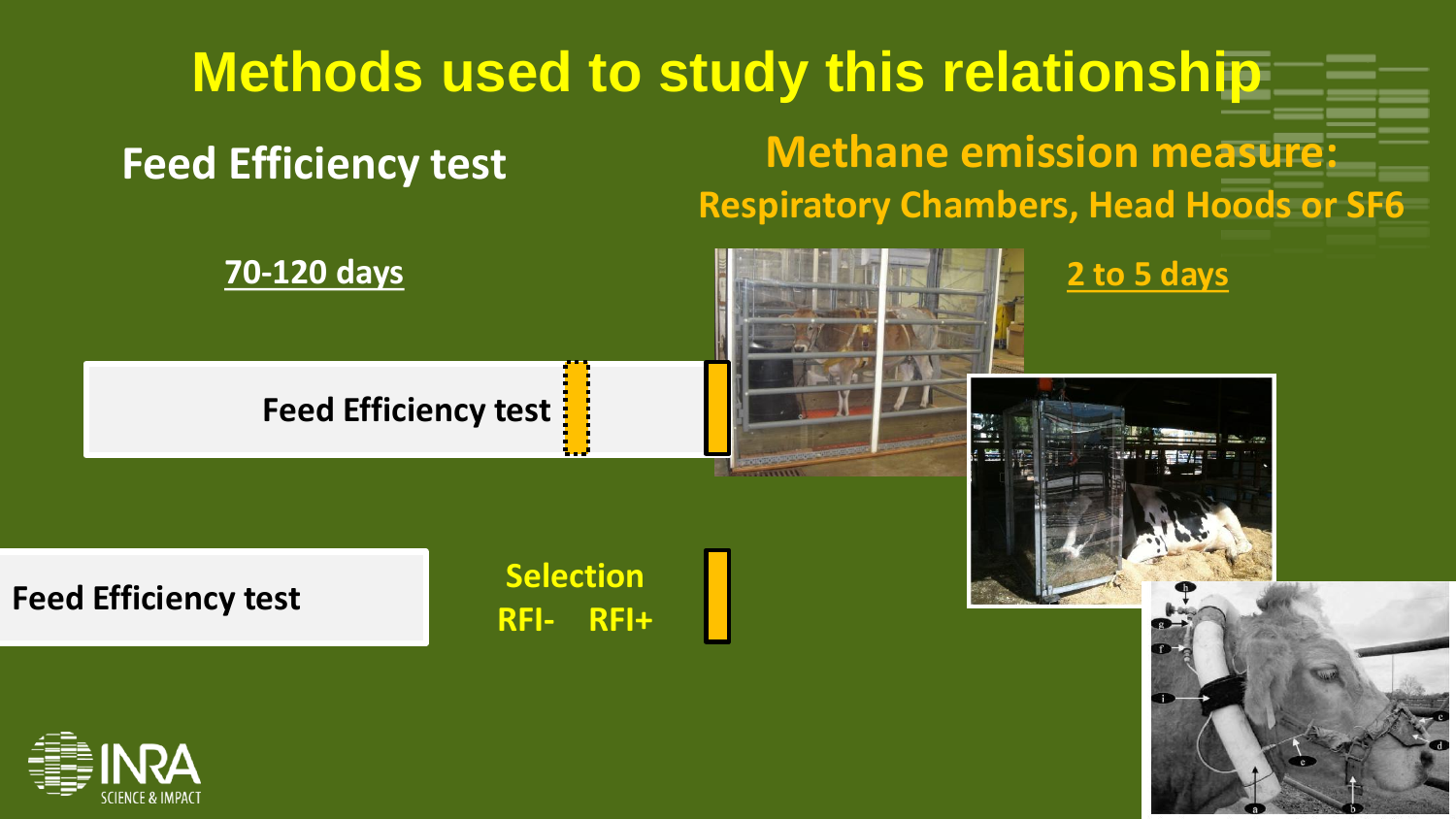# Methods used to study this relationship

## Feed Efficiency test

## Methane emission measure:

### Respiratory Chambers, Head Hoods or SF6

70-120 days

2 to 5 days

Feed Efficiency test

Feed Efficiency test

Selection

RFI- RFI+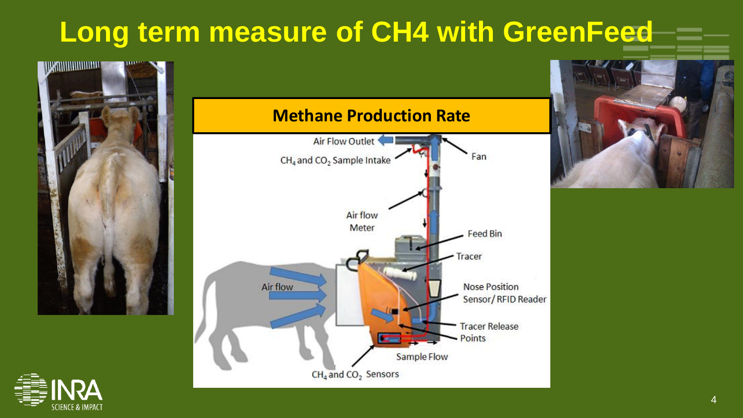# Long term measure of $CH_4$ with GreenFeed

**Methane Production Rate**

Air Flow Outlet

$CH_4$ and $CO_2$ Sample Intake

Fan

Air flow Meter

Feed Bin

Tracer

Air flow

Nose Position Sensor/ RFID Reader

Tracer Release Points

Sample Flow

$CH_4$ and $CO_2$ Sensors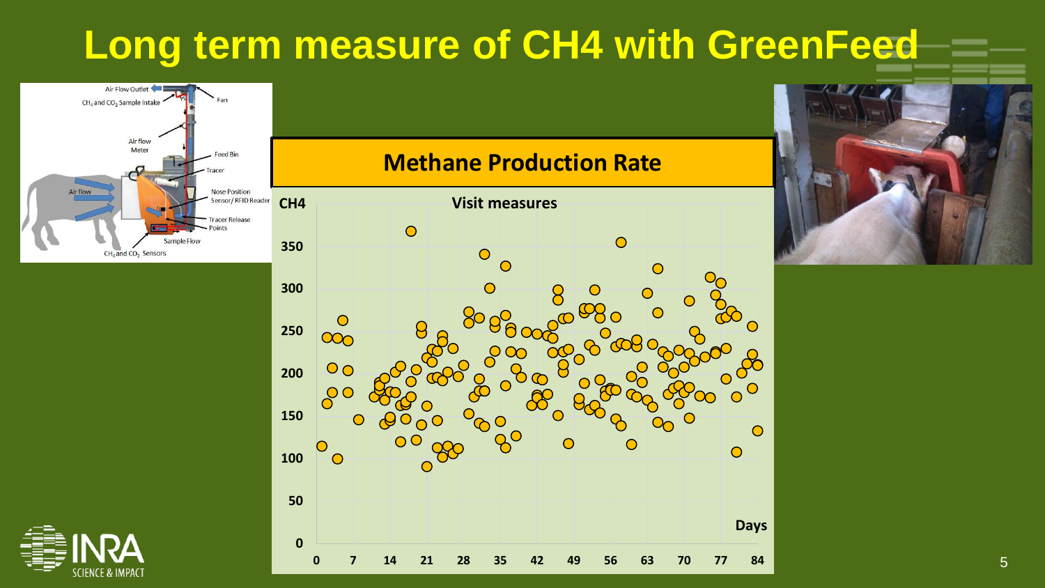# Long term measure of $CH_4$ with GreenFeed

Air Flow Outlet

$CH_4$ and $CO_2$ Sample Intake

Fan

Air flow Meter

Feed Bin

Tracer

Air flow

Nose Position Sensor/ RFID Reader

Tracer Release Points

Sample Flow

$CH_4$ and $CO_2$ Sensors

## Methane Production Rate

CH4

Visit measures

Days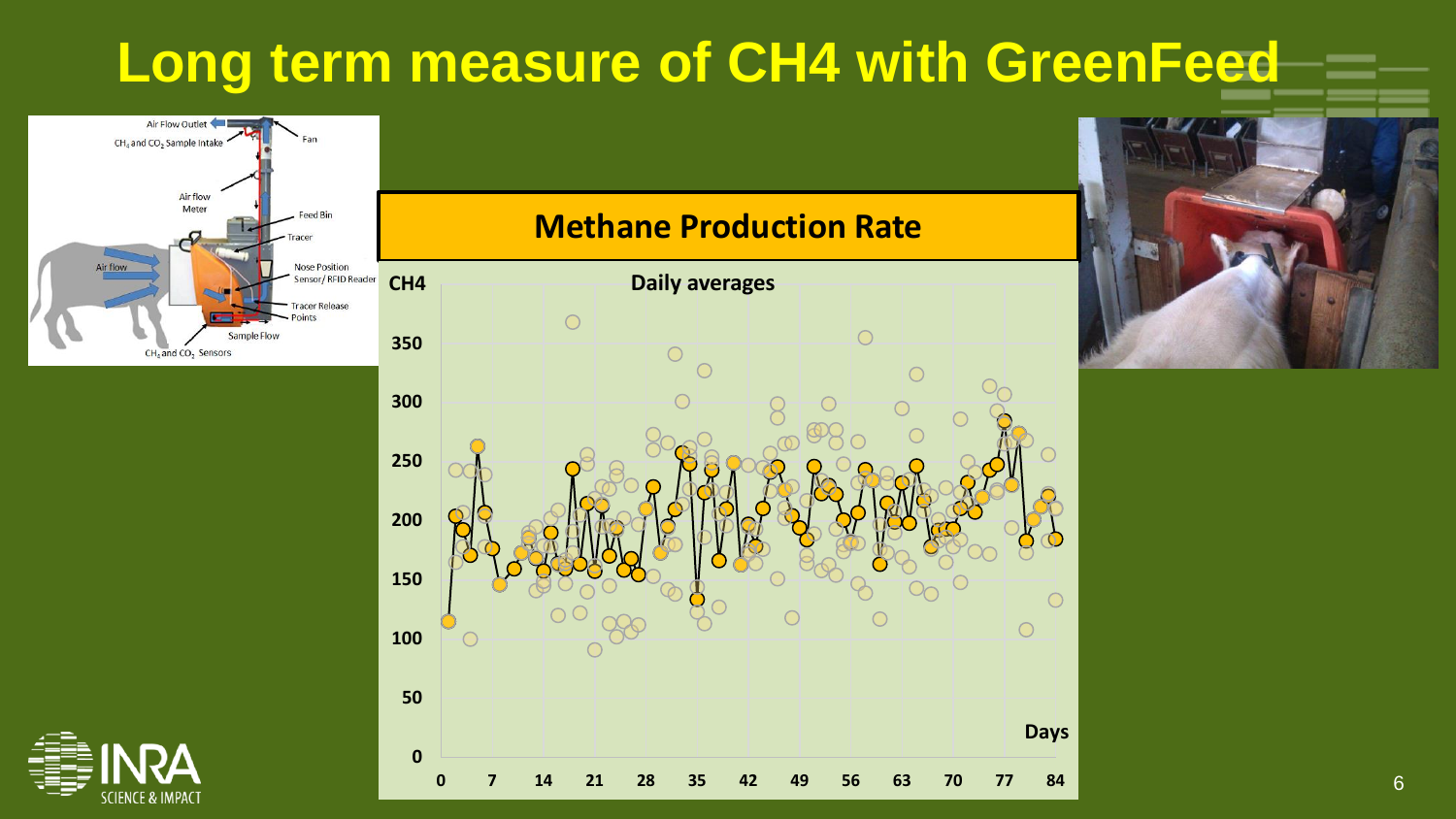# Long term measure of $CH_4$ with GreenFeed

Air Flow Outlet
$CH_4$ and $CO_2$ Sample Intake
Fan
Air flow Meter
Feed Bin
Tracer
Air flow
Nose Position Sensor/ RFID Reader
Tracer Release Points
Sample Flow
$CH_4$ and $CO_2$ Sensors

**Methane Production Rate**

**CH4**

**Daily averages**

**Days**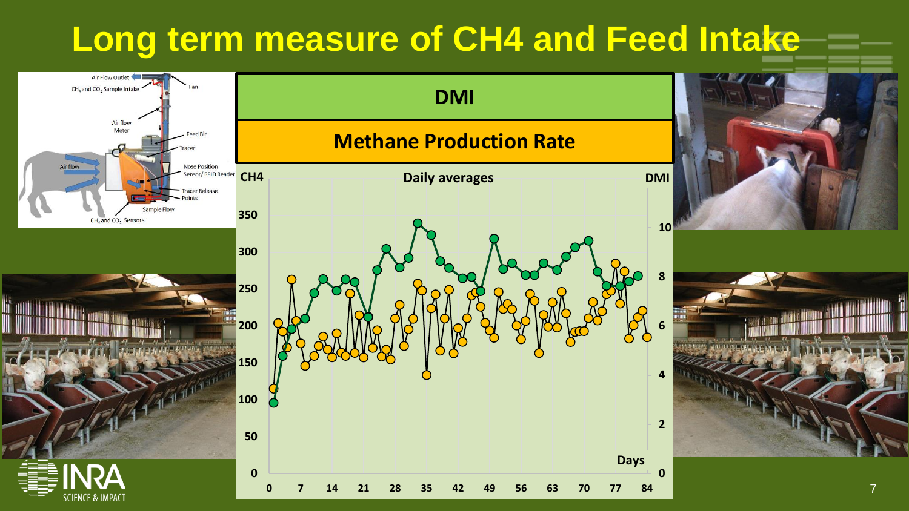# Long term measure of $CH_4$ and Feed Intake

**DMI**

**Methane Production Rate**

Daily averages

CH4 | DMI | Days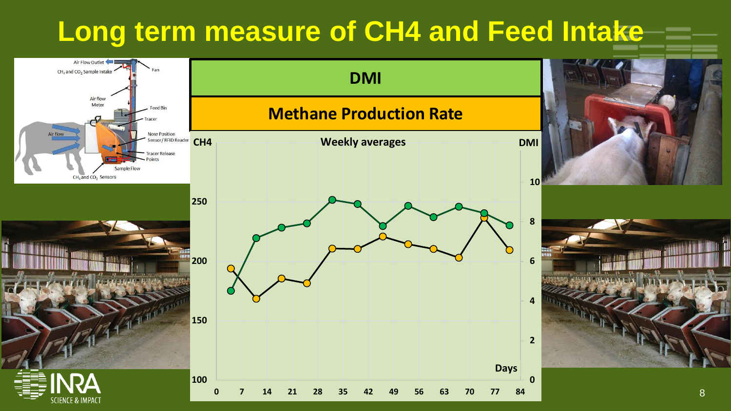# Long term measure of CH4 and Feed Intake

**DMI**

**Methane Production Rate**

**Weekly averages**

CH4

DMI

Days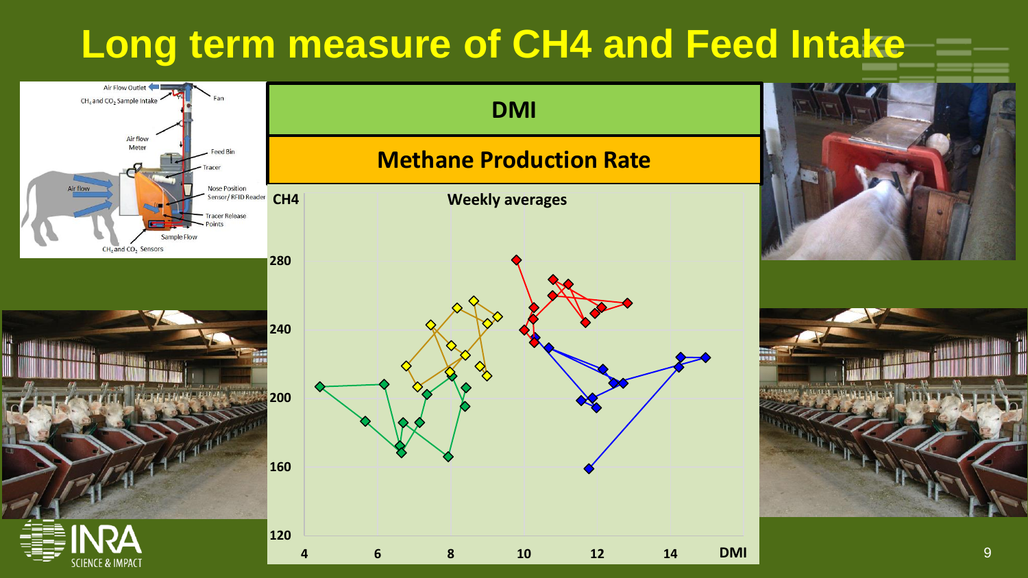# Long term measure of CH4 and Feed Intake

Air Flow Outlet
$CH_4$ and $CO_2$ Sample Intake
Fan
Air flow Meter
Feed Bin
Tracer
Air flow
Nose Position Sensor/ RFID Reader
Tracer Release Points
Sample Flow
$CH_4$ and $CO_2$ Sensors

**DMI**

**Methane Production Rate**

**CH4**

**Weekly averages**

280
240
200
160
120

4 6 8 10 12 14 **DMI**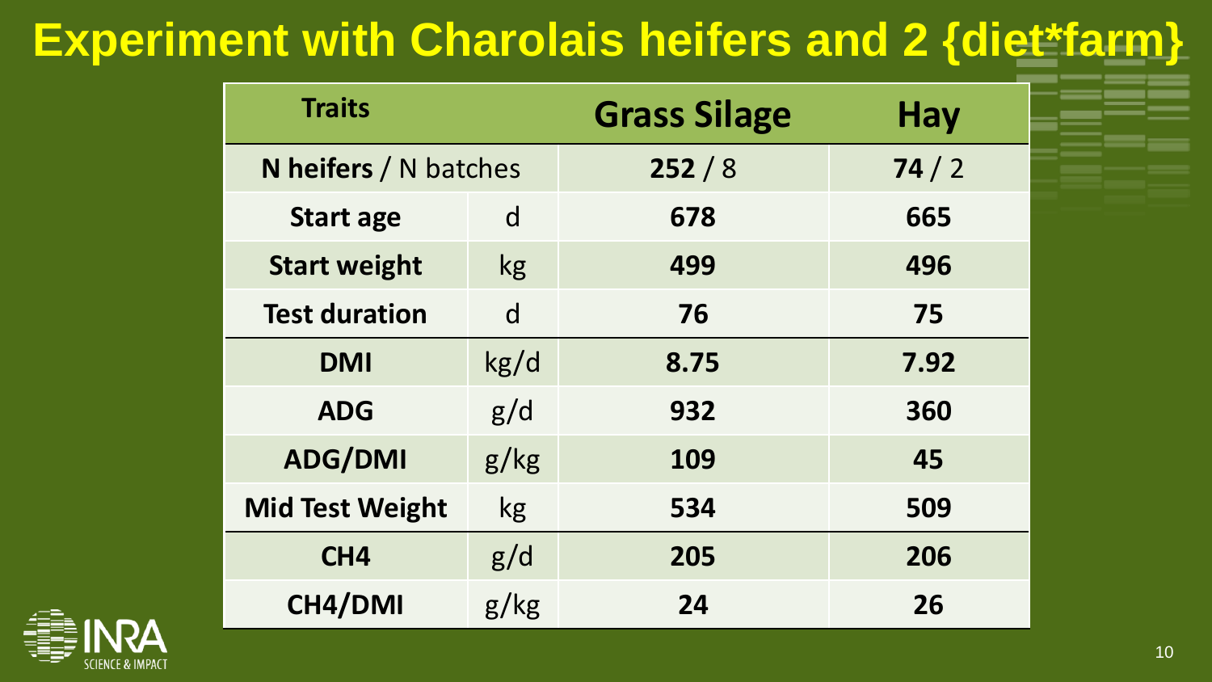# Experiment with Charolais heifers and 2 {diet*farm}

| Traits | | Grass Silage | Hay |
|---|---|---|---|
| **N heifers** / N batches | | **252** / 8 | **74** / 2 |
| **Start age** | d | **678** | **665** |
| **Start weight** | kg | **499** | **496** |
| **Test duration** | d | **76** | **75** |
| **DMI** | kg/d | **8.75** | **7.92** |
| **ADG** | g/d | **932** | **360** |
| **ADG/DMI** | g/kg | **109** | **45** |
| **Mid Test Weight** | kg | **534** | **509** |
| **$CH_4$** | g/d | **205** | **206** |
| **$CH_4$/DMI** | g/kg | **24** | **26** |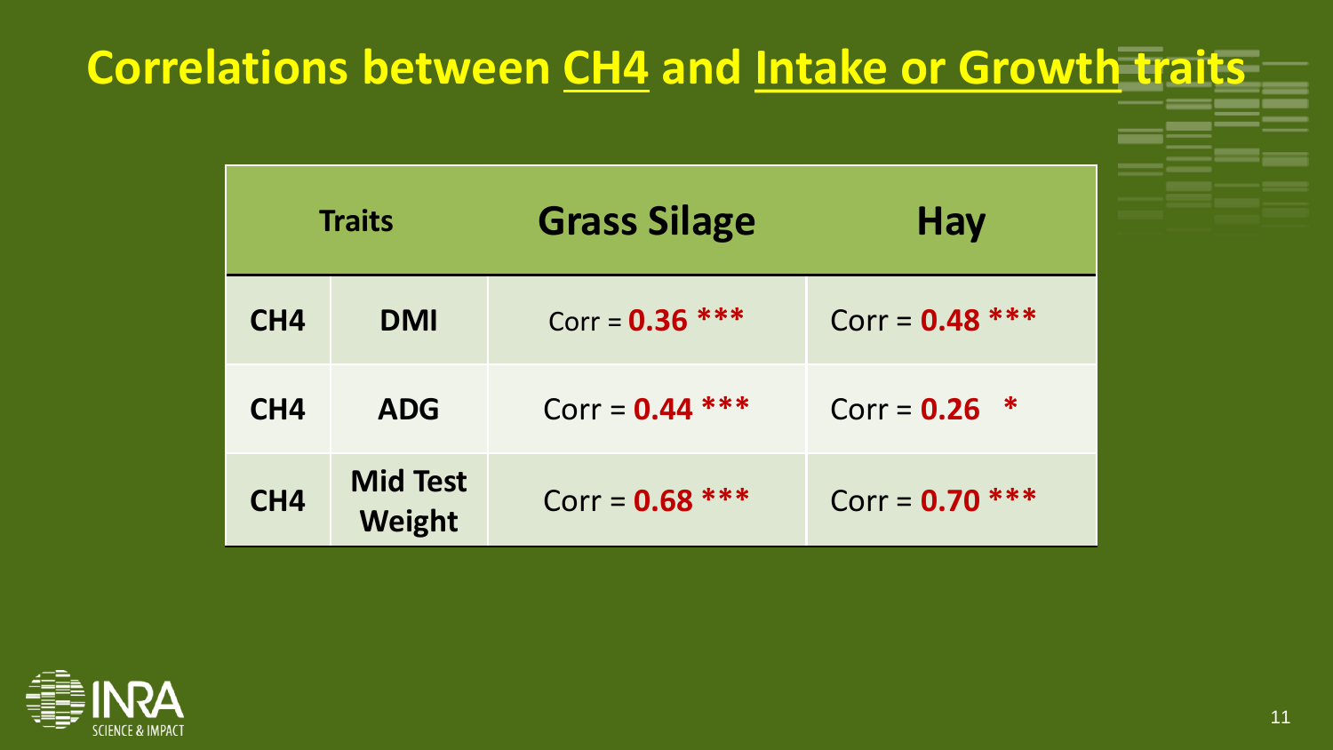# Correlations between CH4 and Intake or Growth traits

| Traits | | Grass Silage | Hay |
|---|---|---|---|
| CH4 | DMI | Corr = **0.36** *** | Corr = **0.48** *** |
| CH4 | ADG | Corr = **0.44** *** | Corr = **0.26** * |
| CH4 | Mid Test Weight | Corr = **0.68** *** | Corr = **0.70** *** |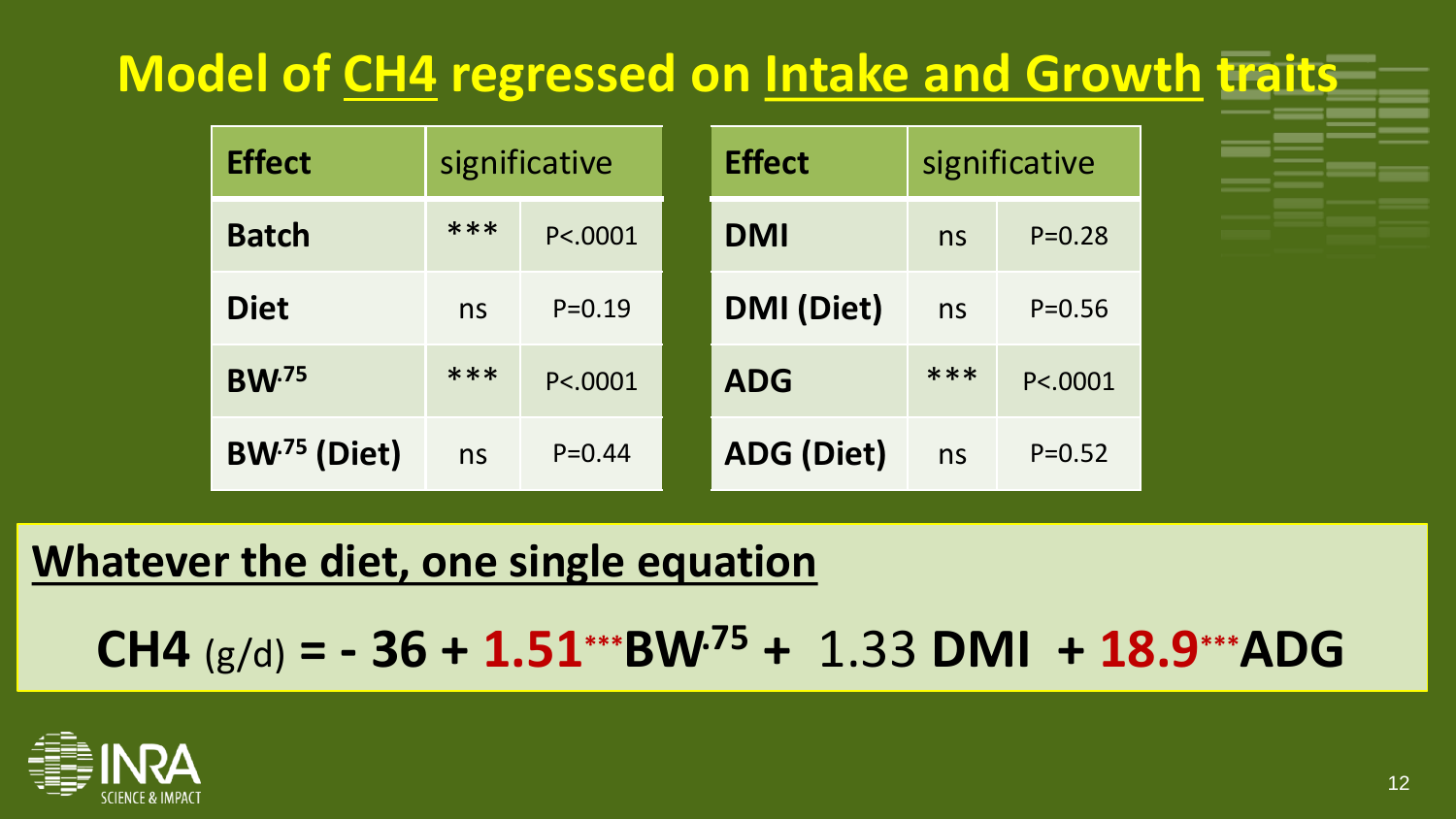# Model of $CH_4$ regressed on Intake and Growth traits

| Effect | significative | |
|---|---|---|
| **Batch** | *** | P<.0001 |
| **Diet** | ns | P=0.19 |
| **$BW^{.75}$** | *** | P<.0001 |
| **$BW^{.75}$ (Diet)** | ns | P=0.44 |

| Effect | significative | |
|---|---|---|
| **DMI** | ns | P=0.28 |
| **DMI (Diet)** | ns | P=0.56 |
| **ADG** | *** | P<.0001 |
| **ADG (Diet)** | ns | P=0.52 |

## Whatever the diet, one single equation

$$CH_4 \ (g/d) = -36 + 1.51^{***} BW^{.75} + 1.33 \ DMI + 18.9^{***} ADG$$

INRA SCIENCE & IMPACT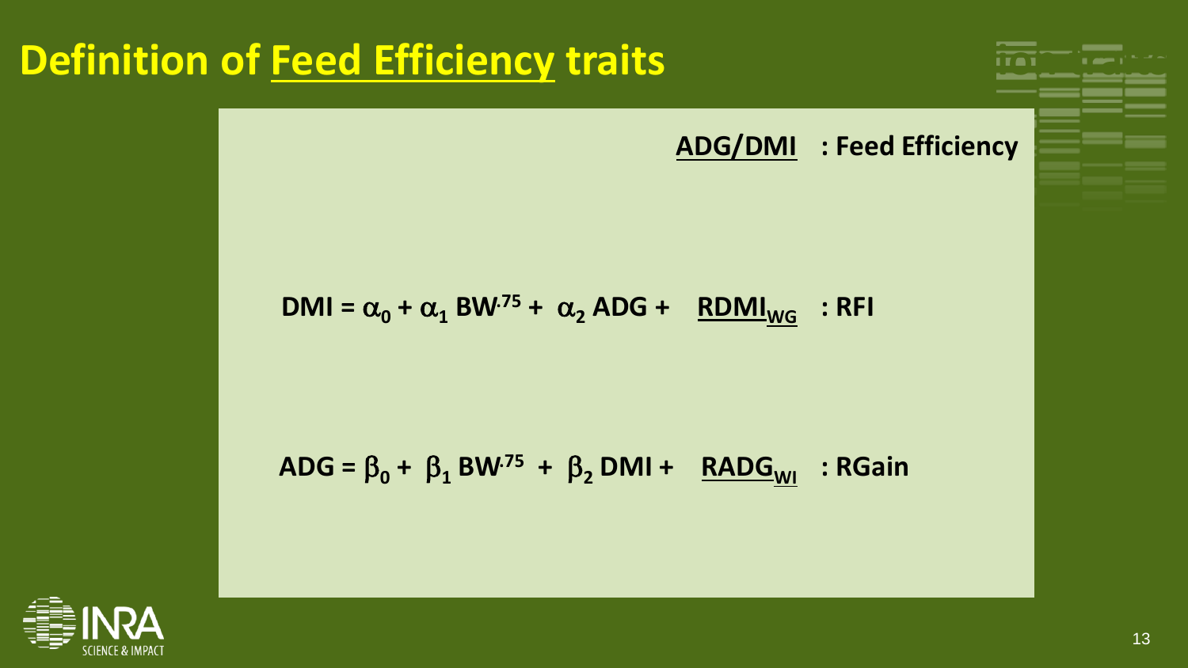# Definition of Feed Efficiency traits

**ADG/DMI** : **Feed Efficiency**

$$DMI = \alpha_0 + \alpha_1 BW^{.75} + \alpha_2 ADG + \underline{RDMI_{WG}}$$ : **RFI**

$$ADG = \beta_0 + \beta_1 BW^{.75} + \beta_2 DMI + \underline{RADG_{WI}}$$ : **RGain**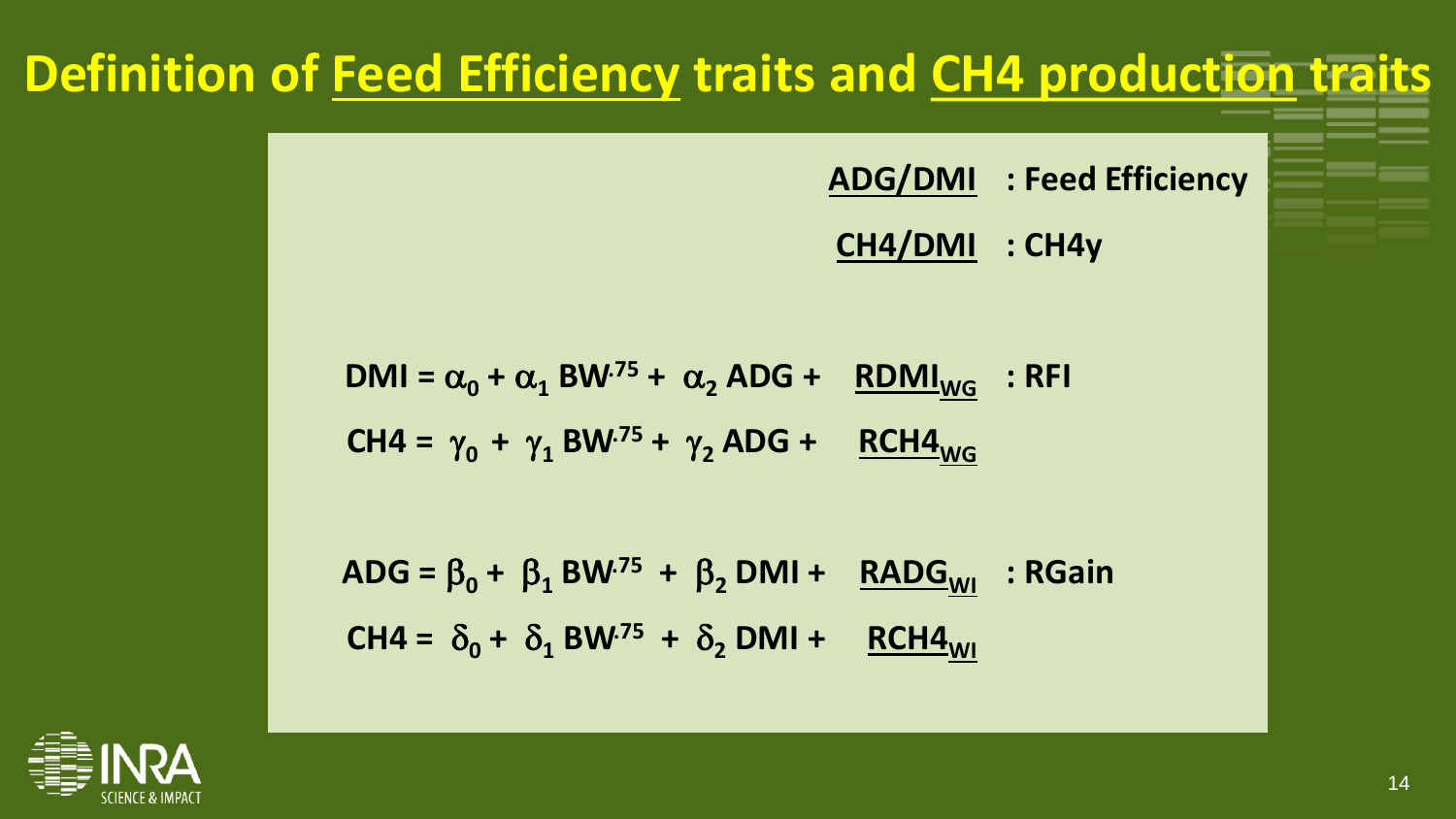# Definition of Feed Efficiency traits and CH4 production traits

$\underline{ADG/DMI}$ : Feed Efficiency

$\underline{CH4/DMI}$ : CH4y

$$DMI = \alpha_0 + \alpha_1 \, BW^{.75} + \alpha_2 \, ADG + \underline{RDMI_{WG}} \quad : RFI$$

$$CH4 = \gamma_0 + \gamma_1 \, BW^{.75} + \gamma_2 \, ADG + \underline{RCH4_{WG}}$$

$$ADG = \beta_0 + \beta_1 \, BW^{.75} + \beta_2 \, DMI + \underline{RADG_{WI}} \quad : RGain$$

$$CH4 = \delta_0 + \delta_1 \, BW^{.75} + \delta_2 \, DMI + \underline{RCH4_{WI}}$$

INRA SCIENCE & IMPACT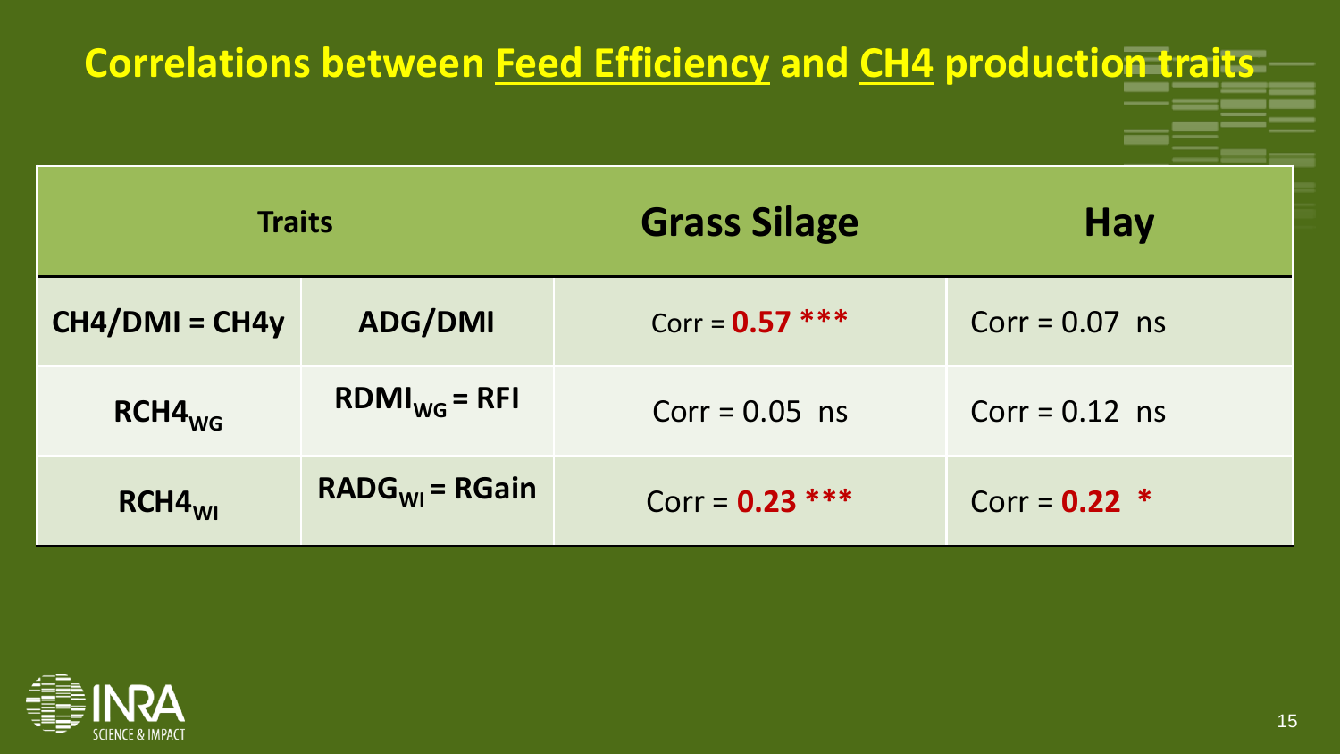# Correlations between Feed Efficiency and CH4 production traits

| Traits | | Grass Silage | Hay |
|---|---|---|---|
| CH4/DMI = CH4y | ADG/DMI | Corr = **0.57 *** ** | Corr = 0.07 ns |
| $RCH4_{WG}$ | $RDMI_{WG}$ = RFI | Corr = 0.05 ns | Corr = 0.12 ns |
| $RCH4_{WI}$ | $RADG_{WI}$ = RGain | Corr = **0.23 *** ** | Corr = **0.22 * ** |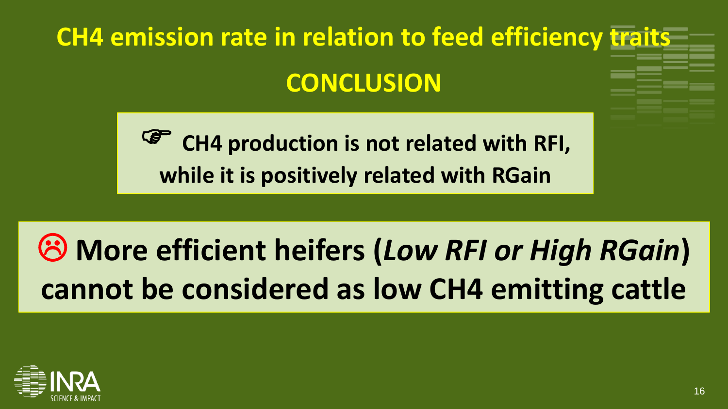# CH4 emission rate in relation to feed efficiency traits

## CONCLUSION

☞ **CH4 production is not related with RFI, while it is positively related with RGain**

☹ **More efficient heifers (*Low RFI or High RGain*) cannot be considered as low CH4 emitting cattle**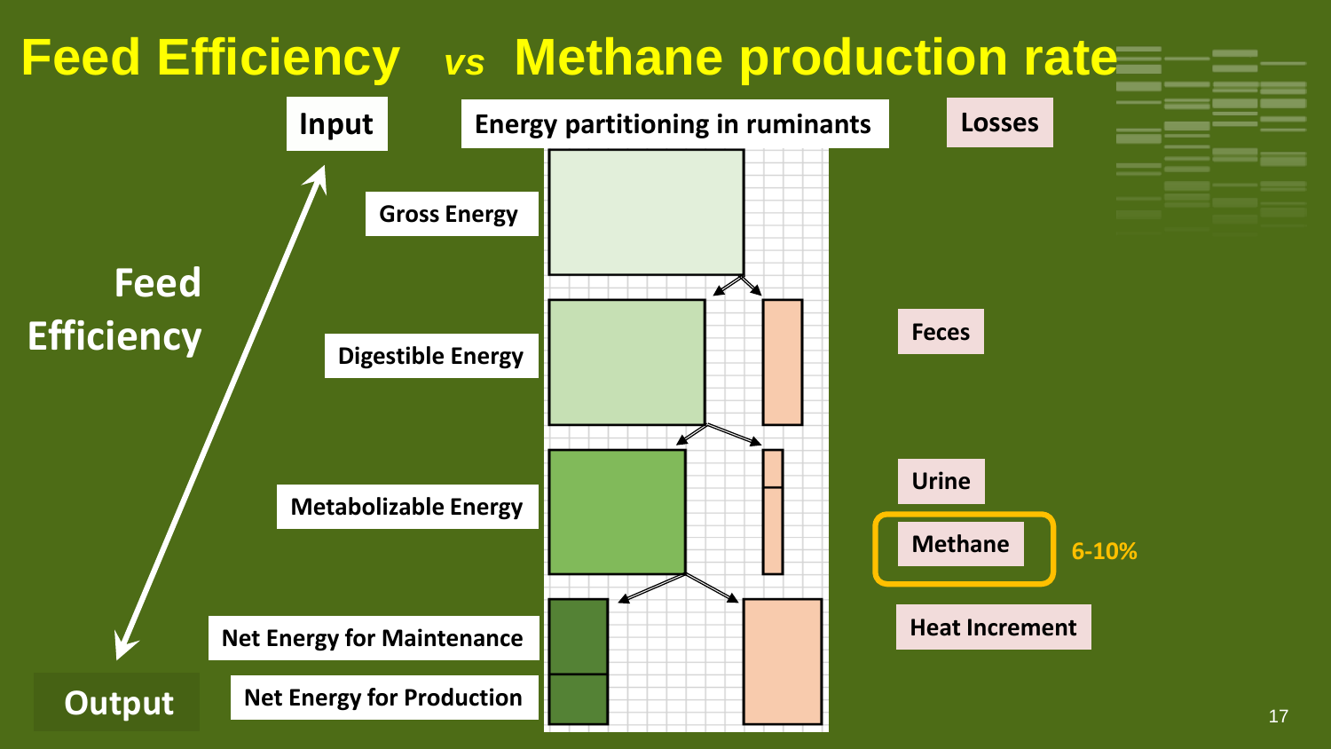# Feed Efficiency *vs* Methane production rate

Input

Energy partitioning in ruminants

Losses

Feed Efficiency

Gross Energy

Digestible Energy

Feces

Metabolizable Energy

Urine

Methane

6-10%

Net Energy for Maintenance

Heat Increment

Net Energy for Production

Output